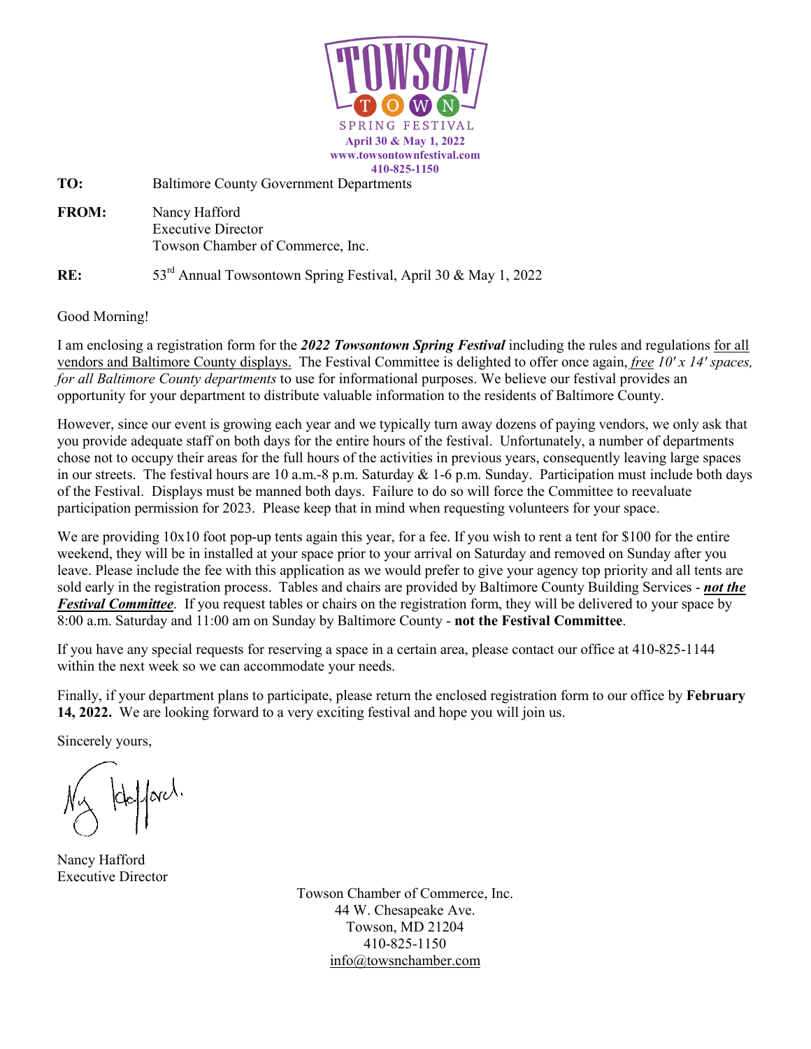# TOWSON TOWN SPRING FESTIVAL

**April 30 & May 1, 2022**
**www.towsontownfestival.com**
**410-825-1150**

**TO:** Baltimore County Government Departments

**FROM:** Nancy Hafford
Executive Director
Towson Chamber of Commerce, Inc.

**RE:** 53rd Annual Towsontown Spring Festival, April 30 & May 1, 2022

Good Morning!

I am enclosing a registration form for the ***2022 Towsontown Spring Festival*** including the rules and regulations for all vendors and Baltimore County displays. The Festival Committee is delighted to offer once again, *free 10′ x 14′ spaces, for all Baltimore County departments* to use for informational purposes. We believe our festival provides an opportunity for your department to distribute valuable information to the residents of Baltimore County.

However, since our event is growing each year and we typically turn away dozens of paying vendors, we only ask that you provide adequate staff on both days for the entire hours of the festival. Unfortunately, a number of departments chose not to occupy their areas for the full hours of the activities in previous years, consequently leaving large spaces in our streets. The festival hours are 10 a.m.-8 p.m. Saturday & 1-6 p.m. Sunday. Participation must include both days of the Festival. Displays must be manned both days. Failure to do so will force the Committee to reevaluate participation permission for 2023. Please keep that in mind when requesting volunteers for your space.

We are providing 10x10 foot pop-up tents again this year, for a fee. If you wish to rent a tent for $100 for the entire weekend, they will be in installed at your space prior to your arrival on Saturday and removed on Sunday after you leave. Please include the fee with this application as we would prefer to give your agency top priority and all tents are sold early in the registration process. Tables and chairs are provided by Baltimore County Building Services - ***not the Festival Committee***. If you request tables or chairs on the registration form, they will be delivered to your space by 8:00 a.m. Saturday and 11:00 am on Sunday by Baltimore County - **not the Festival Committee**.

If you have any special requests for reserving a space in a certain area, please contact our office at 410-825-1144 within the next week so we can accommodate your needs.

Finally, if your department plans to participate, please return the enclosed registration form to our office by **February 14, 2022.** We are looking forward to a very exciting festival and hope you will join us.

Sincerely yours,

Nancy Hafford
Executive Director

Towson Chamber of Commerce, Inc.
44 W. Chesapeake Ave.
Towson, MD 21204
410-825-1150
info@towsnchamber.com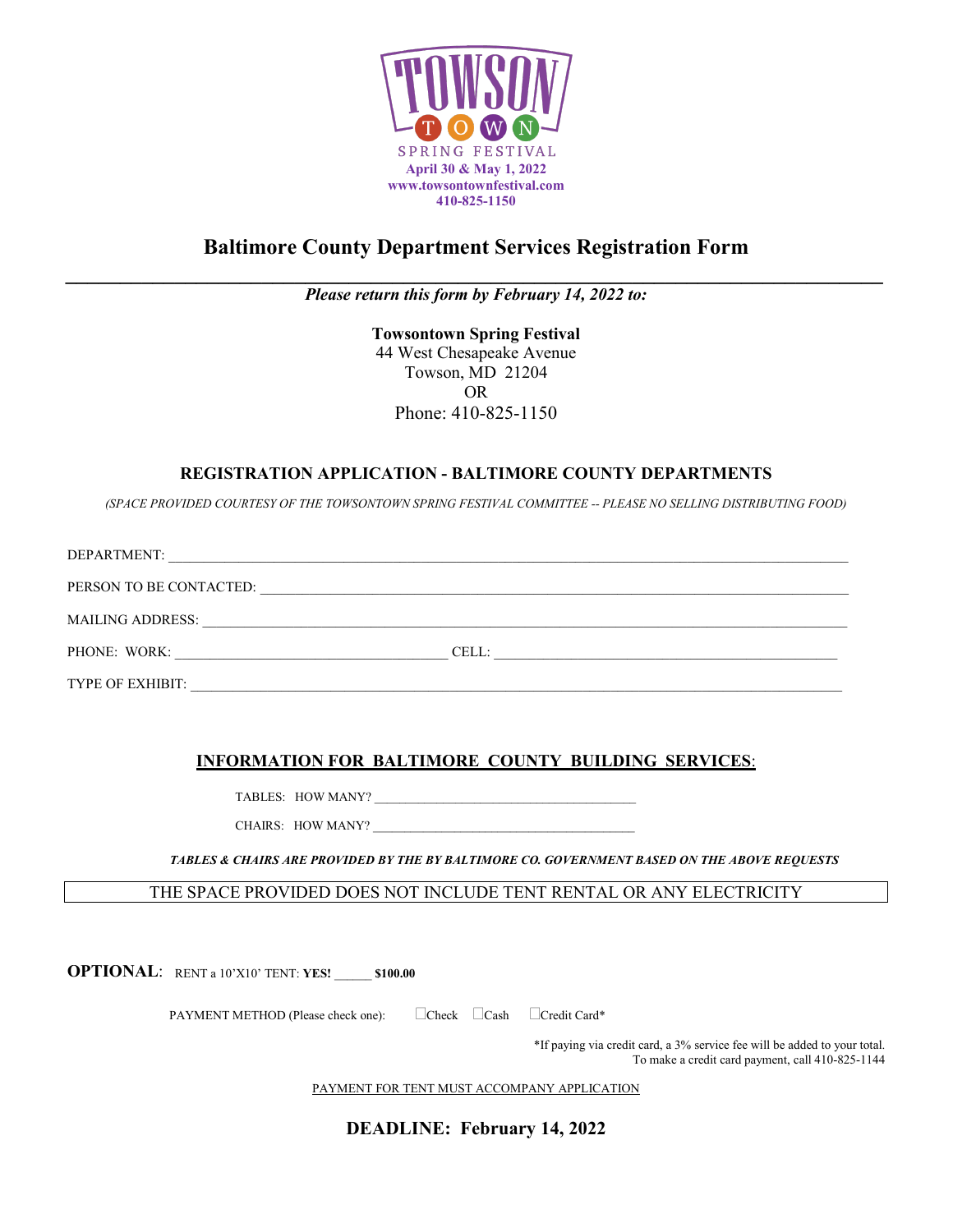TOWSON

T O W N

SPRING FESTIVAL

**April 30 & May 1, 2022**
**www.towsontownfestival.com**
**410-825-1150**

# Baltimore County Department Services Registration Form

***Please return this form by February 14, 2022 to:***

**Towsontown Spring Festival**
44 West Chesapeake Avenue
Towson, MD 21204
OR
Phone: 410-825-1150

## REGISTRATION APPLICATION - BALTIMORE COUNTY DEPARTMENTS

*(SPACE PROVIDED COURTESY OF THE TOWSONTOWN SPRING FESTIVAL COMMITTEE -- PLEASE NO SELLING DISTRIBUTING FOOD)*

DEPARTMENT: ____________________________________________

PERSON TO BE CONTACTED: ____________________________________________

MAILING ADDRESS: ____________________________________________

PHONE: WORK: ______________________ CELL: ______________________

TYPE OF EXHIBIT: ____________________________________________

## INFORMATION FOR BALTIMORE COUNTY BUILDING SERVICES:

TABLES: HOW MANY? ______________________

CHAIRS: HOW MANY? ______________________

***TABLES & CHAIRS ARE PROVIDED BY THE BY BALTIMORE CO. GOVERNMENT BASED ON THE ABOVE REQUESTS***

THE SPACE PROVIDED DOES NOT INCLUDE TENT RENTAL OR ANY ELECTRICITY

**OPTIONAL**: RENT a 10'X10' TENT: **YES!** ______ **$100.00**

PAYMENT METHOD (Please check one): ☐Check ☐Cash ☐Credit Card*

*If paying via credit card, a 3% service fee will be added to your total.
To make a credit card payment, call 410-825-1144

PAYMENT FOR TENT MUST ACCOMPANY APPLICATION

**DEADLINE: February 14, 2022**